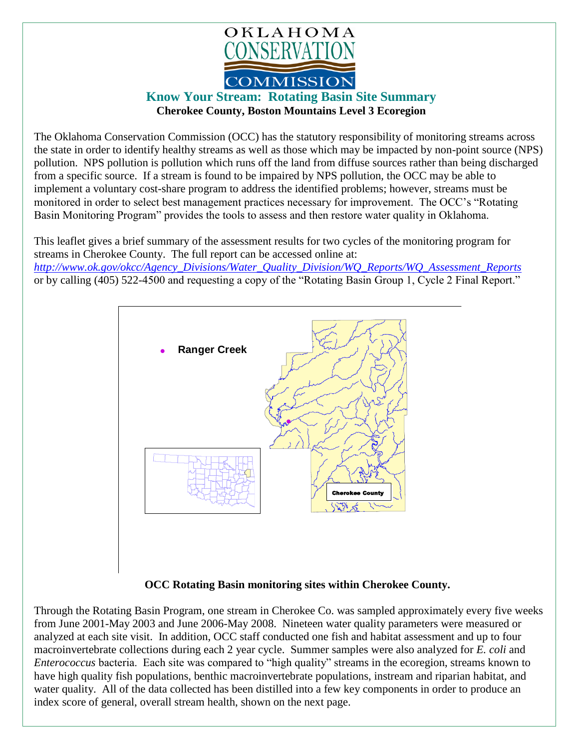# Know Your Stream: Rotating Basin Site Summary

**Cherokee County, Boston Mountains Level 3 Ecoregion**

The Oklahoma Conservation Commission (OCC) has the statutory responsibility of monitoring streams across the state in order to identify healthy streams as well as those which may be impacted by non-point source (NPS) pollution. NPS pollution is pollution which runs off the land from diffuse sources rather than being discharged from a specific source. If a stream is found to be impaired by NPS pollution, the OCC may be able to implement a voluntary cost-share program to address the identified problems; however, streams must be monitored in order to select best management practices necessary for improvement. The OCC's "Rotating Basin Monitoring Program" provides the tools to assess and then restore water quality in Oklahoma.

This leaflet gives a brief summary of the assessment results for two cycles of the monitoring program for streams in Cherokee County. The full report can be accessed online at: *http://www.ok.gov/okcc/Agency_Divisions/Water_Quality_Division/WQ_Reports/WQ_Assessment_Reports* or by calling (405) 522-4500 and requesting a copy of the "Rotating Basin Group 1, Cycle 2 Final Report."

Ranger Creek

Cherokee County

**OCC Rotating Basin monitoring sites within Cherokee County.**

Through the Rotating Basin Program, one stream in Cherokee Co. was sampled approximately every five weeks from June 2001-May 2003 and June 2006-May 2008. Nineteen water quality parameters were measured or analyzed at each site visit. In addition, OCC staff conducted one fish and habitat assessment and up to four macroinvertebrate collections during each 2 year cycle. Summer samples were also analyzed for *E. coli* and *Enterococcus* bacteria. Each site was compared to "high quality" streams in the ecoregion, streams known to have high quality fish populations, benthic macroinvertebrate populations, instream and riparian habitat, and water quality. All of the data collected has been distilled into a few key components in order to produce an index score of general, overall stream health, shown on the next page.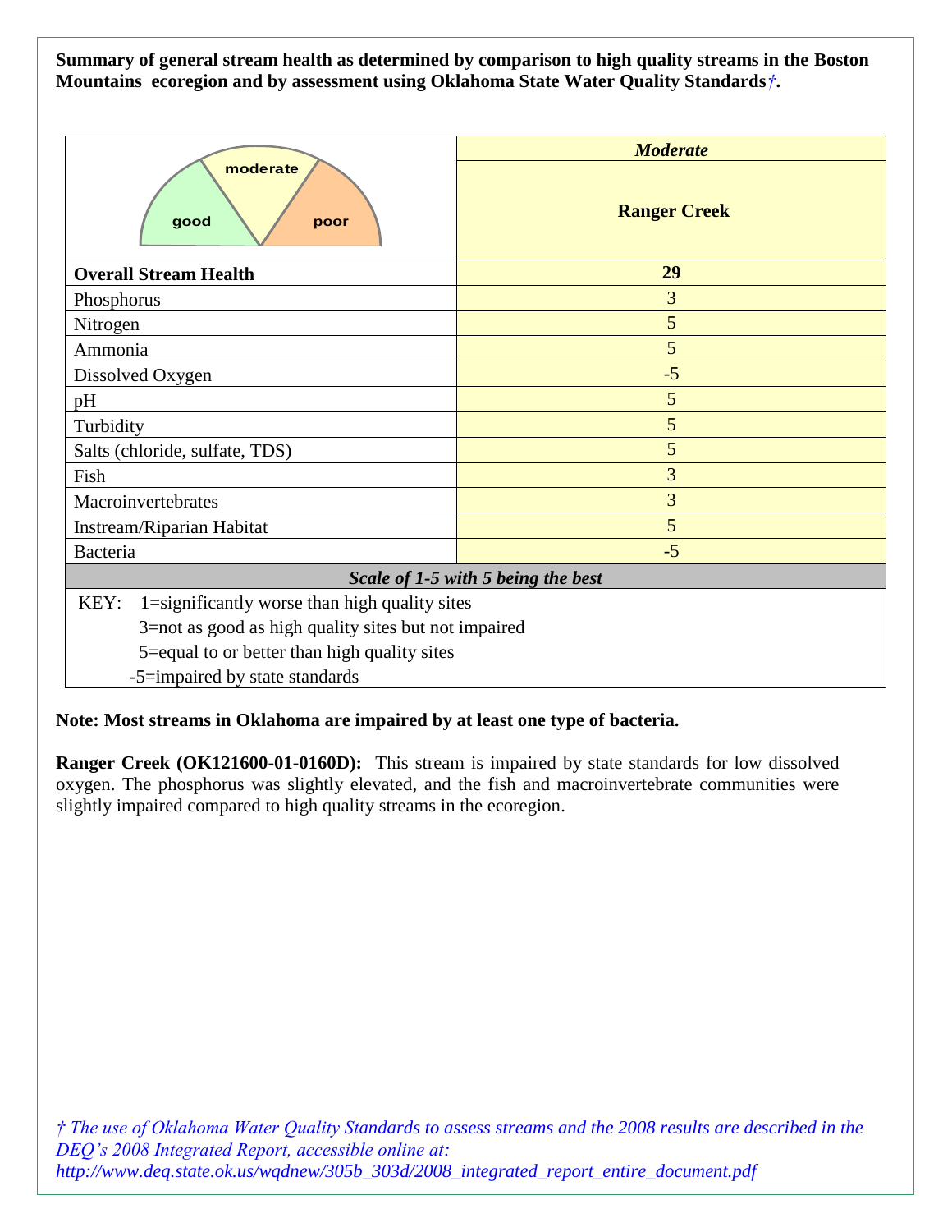**Summary of general stream health as determined by comparison to high quality streams in the Boston Mountains ecoregion and by assessment using Oklahoma State Water Quality Standards†.**

| | ***Moderate*** |
|---|---|
| good / moderate / poor | **Ranger Creek** |
| **Overall Stream Health** | **29** |
| Phosphorus | 3 |
| Nitrogen | 5 |
| Ammonia | 5 |
| Dissolved Oxygen | -5 |
| pH | 5 |
| Turbidity | 5 |
| Salts (chloride, sulfate, TDS) | 5 |
| Fish | 3 |
| Macroinvertebrates | 3 |
| Instream/Riparian Habitat | 5 |
| Bacteria | -5 |
| ***Scale of 1-5 with 5 being the best*** | |

KEY: 1=significantly worse than high quality sites
3=not as good as high quality sites but not impaired
5=equal to or better than high quality sites
-5=impaired by state standards

**Note: Most streams in Oklahoma are impaired by at least one type of bacteria.**

**Ranger Creek (OK121600-01-0160D):** This stream is impaired by state standards for low dissolved oxygen. The phosphorus was slightly elevated, and the fish and macroinvertebrate communities were slightly impaired compared to high quality streams in the ecoregion.

*† The use of Oklahoma Water Quality Standards to assess streams and the 2008 results are described in the DEQ's 2008 Integrated Report, accessible online at: http://www.deq.state.ok.us/wqdnew/305b_303d/2008_integrated_report_entire_document.pdf*